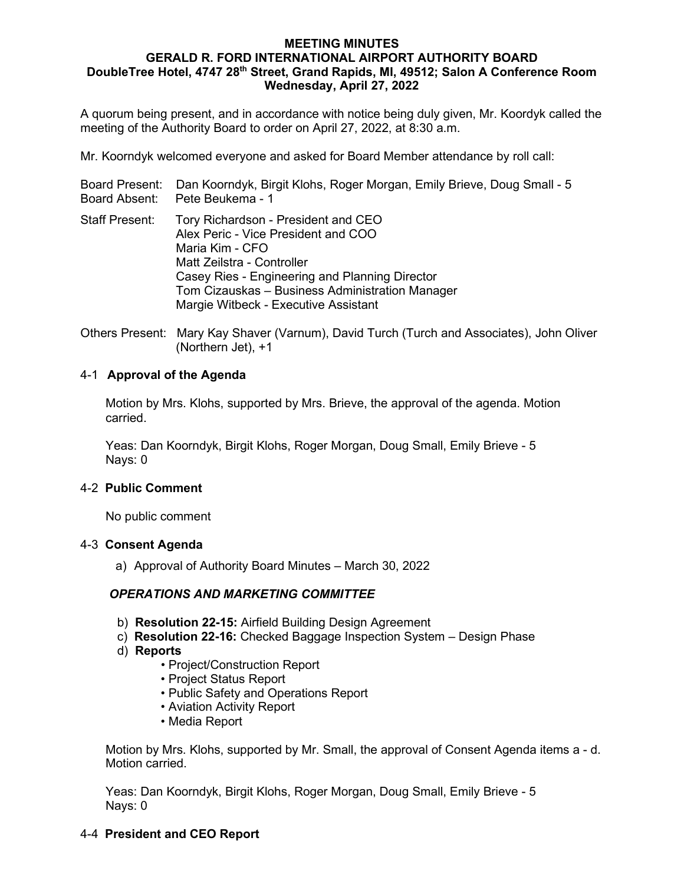# MEETING MINUTES
## GERALD R. FORD INTERNATIONAL AIRPORT AUTHORITY BOARD
### DoubleTree Hotel, 4747 28th Street, Grand Rapids, MI, 49512; Salon A Conference Room
### Wednesday, April 27, 2022

A quorum being present, and in accordance with notice being duly given, Mr. Koordyk called the meeting of the Authority Board to order on April 27, 2022, at 8:30 a.m.

Mr. Koorndyk welcomed everyone and asked for Board Member attendance by roll call:

Board Present: Dan Koorndyk, Birgit Klohs, Roger Morgan, Emily Brieve, Doug Small - 5
Board Absent: Pete Beukema - 1

Staff Present: Tory Richardson - President and CEO
Alex Peric - Vice President and COO
Maria Kim - CFO
Matt Zeilstra - Controller
Casey Ries - Engineering and Planning Director
Tom Cizauskas – Business Administration Manager
Margie Witbeck - Executive Assistant

Others Present: Mary Kay Shaver (Varnum), David Turch (Turch and Associates), John Oliver (Northern Jet), +1

## 4-1 **Approval of the Agenda**

Motion by Mrs. Klohs, supported by Mrs. Brieve, the approval of the agenda. Motion carried.

Yeas: Dan Koorndyk, Birgit Klohs, Roger Morgan, Doug Small, Emily Brieve - 5
Nays: 0

## 4-2 **Public Comment**

No public comment

## 4-3 **Consent Agenda**

a) Approval of Authority Board Minutes – March 30, 2022

***OPERATIONS AND MARKETING COMMITTEE***

b) **Resolution 22-15:** Airfield Building Design Agreement
c) **Resolution 22-16:** Checked Baggage Inspection System – Design Phase
d) **Reports**
- Project/Construction Report
- Project Status Report
- Public Safety and Operations Report
- Aviation Activity Report
- Media Report

Motion by Mrs. Klohs, supported by Mr. Small, the approval of Consent Agenda items a - d. Motion carried.

Yeas: Dan Koorndyk, Birgit Klohs, Roger Morgan, Doug Small, Emily Brieve - 5
Nays: 0

## 4-4 **President and CEO Report**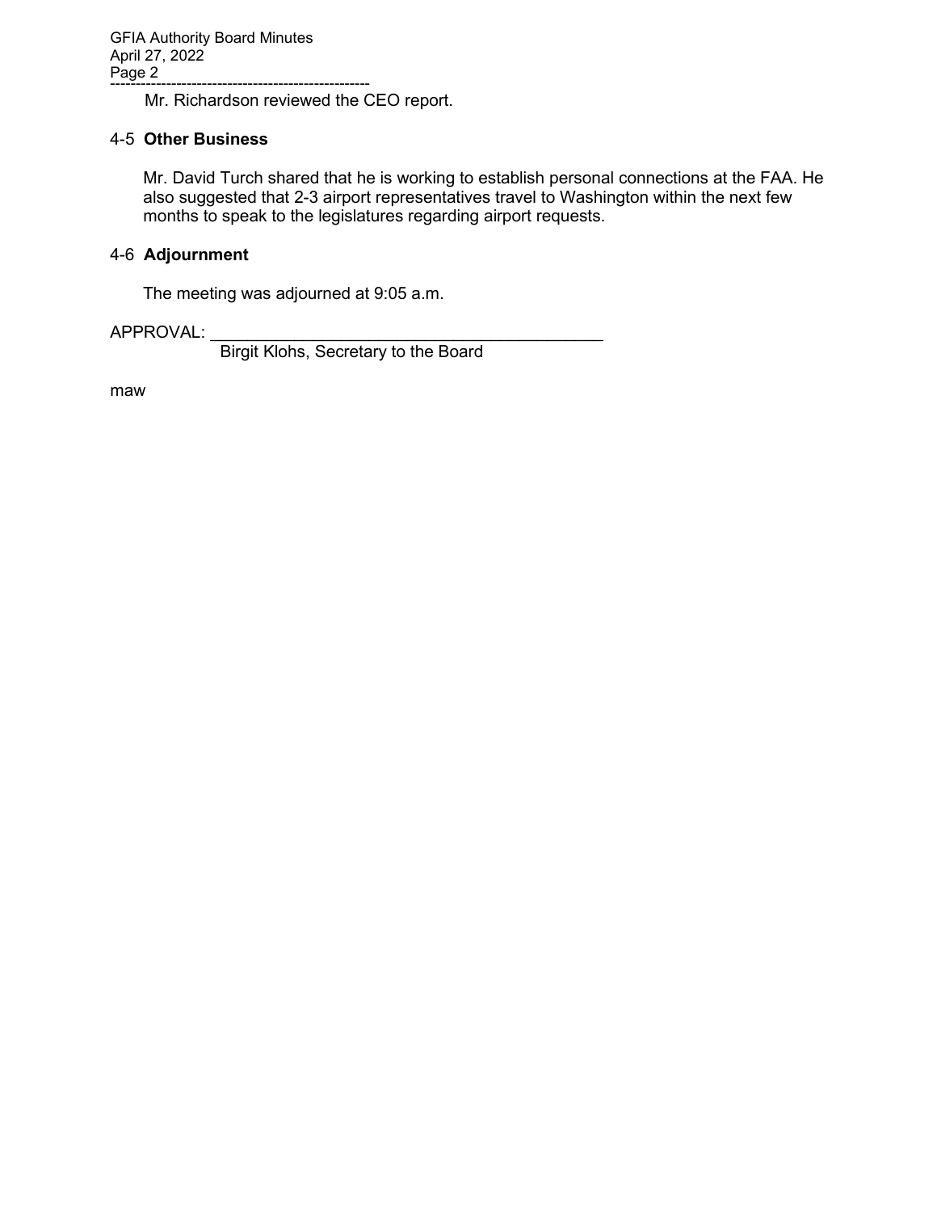Mr. Richardson reviewed the CEO report.

## 4-5 **Other Business**

Mr. David Turch shared that he is working to establish personal connections at the FAA. He also suggested that 2-3 airport representatives travel to Washington within the next few months to speak to the legislatures regarding airport requests.

## 4-6 **Adjournment**

The meeting was adjourned at 9:05 a.m.

APPROVAL: ___________________________________________

Birgit Klohs, Secretary to the Board

maw